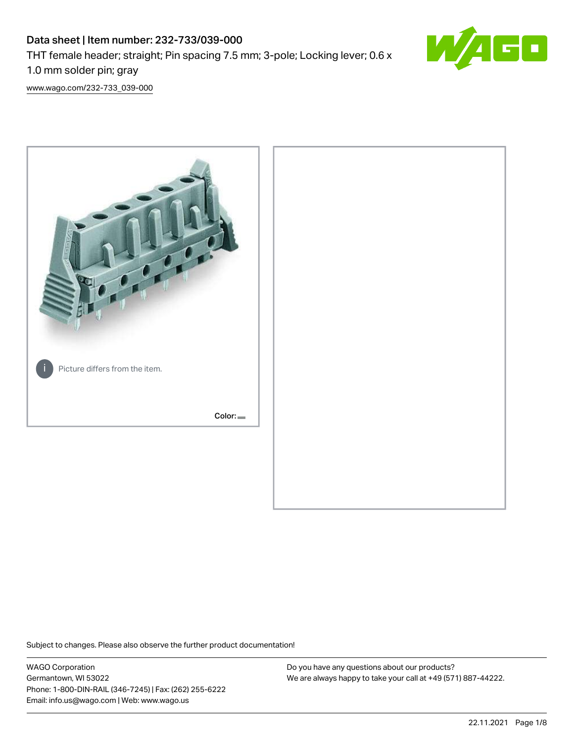# Data sheet | Item number: 232-733/039-000

THT female header; straight; Pin spacing 7.5 mm; 3-pole; Locking lever; 0.6 x 1.0 mm solder pin; gray

[www.wago.com/232-733_039-000](www.wago.com/232-733_039-000)

Picture differs from the item.

Color:

Subject to changes. Please also observe the further product documentation!

WAGO Corporation
Germantown, WI 53022
Phone: 1-800-DIN-RAIL (346-7245) | Fax: (262) 255-6222
Email: info.us@wago.com | Web: www.wago.us

Do you have any questions about our products?
We are always happy to take your call at +49 (571) 887-44222.

22.11.2021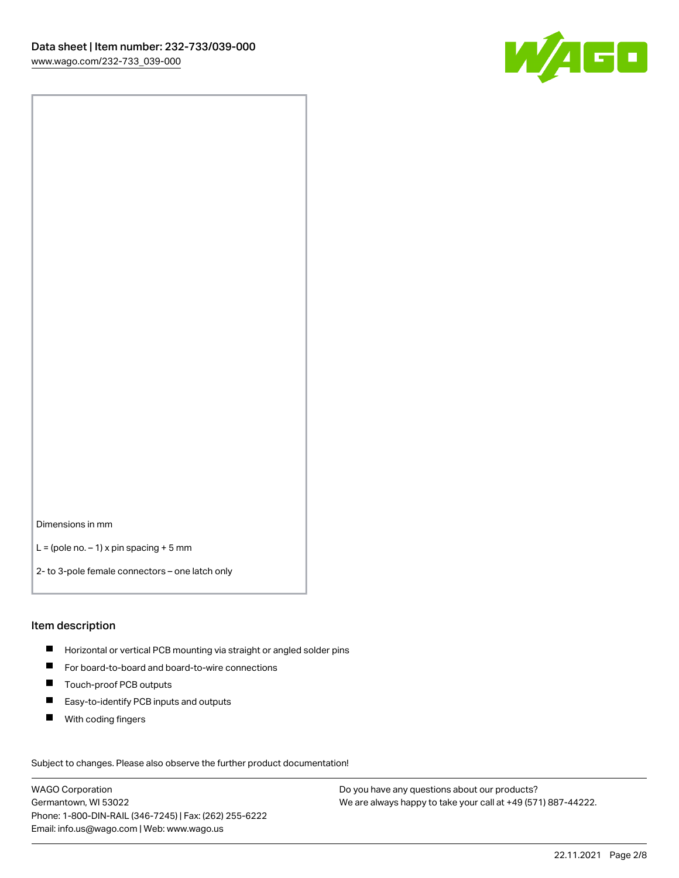Dimensions in mm

L = (pole no. – 1) x pin spacing + 5 mm

2- to 3-pole female connectors – one latch only

## Item description

- Horizontal or vertical PCB mounting via straight or angled solder pins
- For board-to-board and board-to-wire connections
- Touch-proof PCB outputs
- Easy-to-identify PCB inputs and outputs
- With coding fingers

Subject to changes. Please also observe the further product documentation!

WAGO Corporation
Germantown, WI 53022
Phone: 1-800-DIN-RAIL (346-7245) | Fax: (262) 255-6222
Email: info.us@wago.com | Web: www.wago.us

Do you have any questions about our products?
We are always happy to take your call at +49 (571) 887-44222.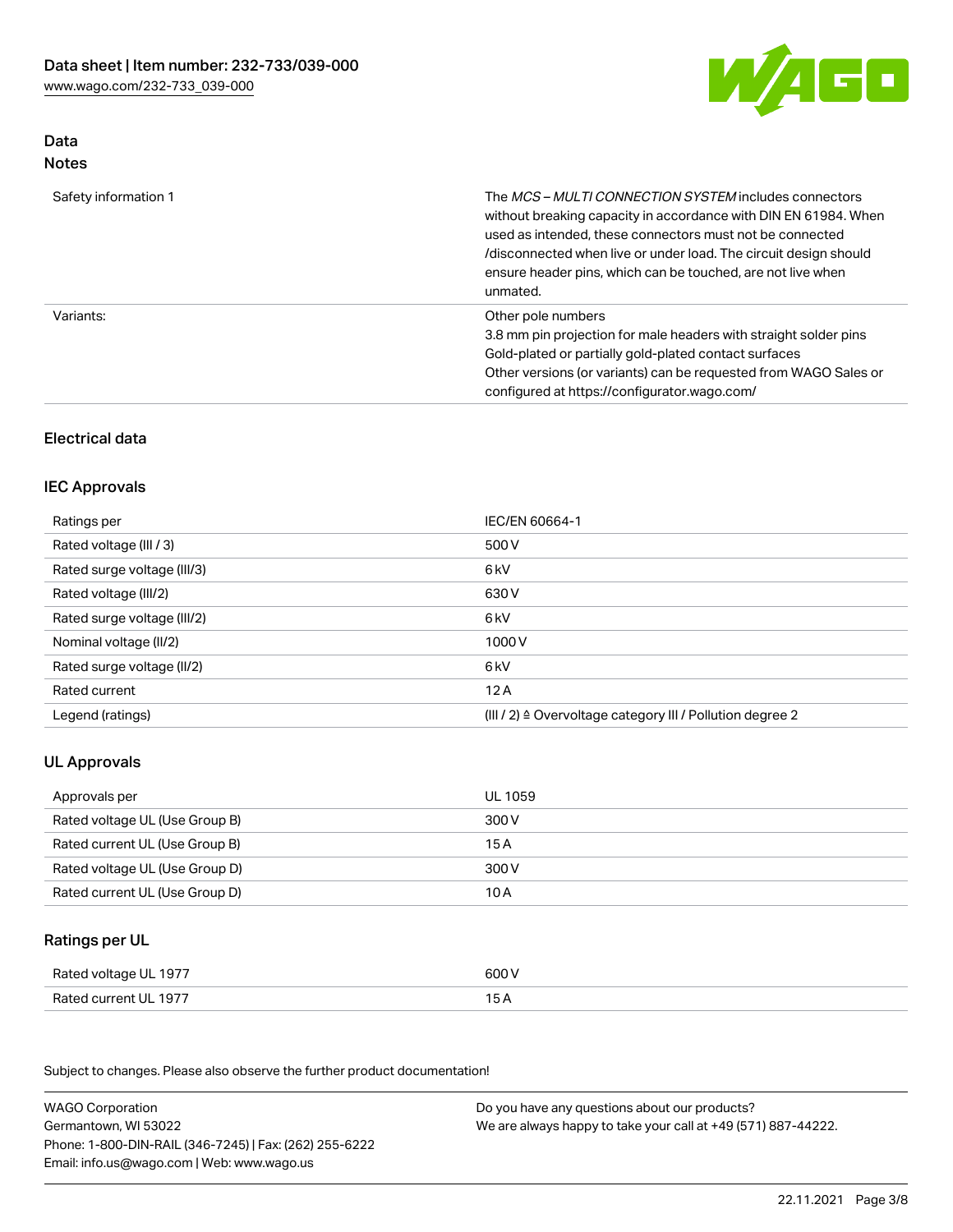## Data
### Notes

| | |
|---|---|
| Safety information 1 | The *MCS – MULTI CONNECTION SYSTEM* includes connectors without breaking capacity in accordance with DIN EN 61984. When used as intended, these connectors must not be connected /disconnected when live or under load. The circuit design should ensure header pins, which can be touched, are not live when unmated. |
| Variants: | Other pole numbers<br>3.8 mm pin projection for male headers with straight solder pins<br>Gold-plated or partially gold-plated contact surfaces<br>Other versions (or variants) can be requested from WAGO Sales or configured at https://configurator.wago.com/ |

## Electrical data

### IEC Approvals

| | |
|---|---|
| Ratings per | IEC/EN 60664-1 |
| Rated voltage (III / 3) | 500 V |
| Rated surge voltage (III/3) | 6 kV |
| Rated voltage (III/2) | 630 V |
| Rated surge voltage (III/2) | 6 kV |
| Nominal voltage (II/2) | 1000 V |
| Rated surge voltage (II/2) | 6 kV |
| Rated current | 12 A |
| Legend (ratings) | (III / 2) ≙ Overvoltage category III / Pollution degree 2 |

### UL Approvals

| | |
|---|---|
| Approvals per | UL 1059 |
| Rated voltage UL (Use Group B) | 300 V |
| Rated current UL (Use Group B) | 15 A |
| Rated voltage UL (Use Group D) | 300 V |
| Rated current UL (Use Group D) | 10 A |

### Ratings per UL

| | |
|---|---|
| Rated voltage UL 1977 | 600 V |
| Rated current UL 1977 | 15 A |

Subject to changes. Please also observe the further product documentation!

WAGO Corporation
Germantown, WI 53022
Phone: 1-800-DIN-RAIL (346-7245) | Fax: (262) 255-6222
Email: info.us@wago.com | Web: www.wago.us

Do you have any questions about our products?
We are always happy to take your call at +49 (571) 887-44222.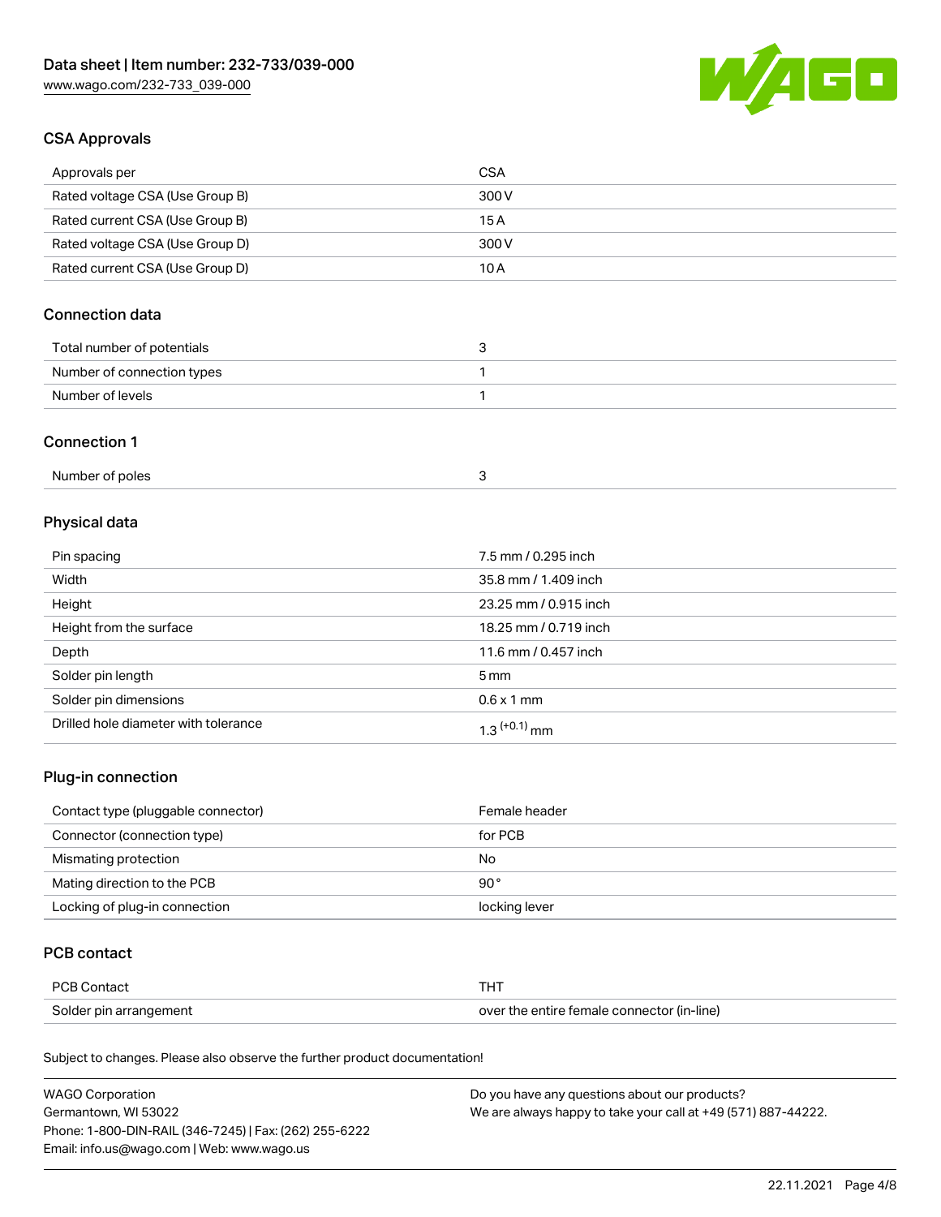## CSA Approvals

| Approvals per | CSA |
| --- | --- |
| Rated voltage CSA (Use Group B) | 300 V |
| Rated current CSA (Use Group B) | 15 A |
| Rated voltage CSA (Use Group D) | 300 V |
| Rated current CSA (Use Group D) | 10 A |

## Connection data

| Total number of potentials | 3 |
| --- | --- |
| Number of connection types | 1 |
| Number of levels | 1 |

## Connection 1

| Number of poles | 3 |
| --- | --- |

## Physical data

| Pin spacing | 7.5 mm / 0.295 inch |
| --- | --- |
| Width | 35.8 mm / 1.409 inch |
| Height | 23.25 mm / 0.915 inch |
| Height from the surface | 18.25 mm / 0.719 inch |
| Depth | 11.6 mm / 0.457 inch |
| Solder pin length | 5 mm |
| Solder pin dimensions | 0.6 x 1 mm |
| Drilled hole diameter with tolerance | $1.3^{(+0.1)}$ mm |

## Plug-in connection

| Contact type (pluggable connector) | Female header |
| --- | --- |
| Connector (connection type) | for PCB |
| Mismating protection | No |
| Mating direction to the PCB | 90° |
| Locking of plug-in connection | locking lever |

## PCB contact

| PCB Contact | THT |
| --- | --- |
| Solder pin arrangement | over the entire female connector (in-line) |

Subject to changes. Please also observe the further product documentation!

WAGO Corporation
Germantown, WI 53022
Phone: 1-800-DIN-RAIL (346-7245) | Fax: (262) 255-6222
Email: info.us@wago.com | Web: www.wago.us

Do you have any questions about our products?
We are always happy to take your call at +49 (571) 887-44222.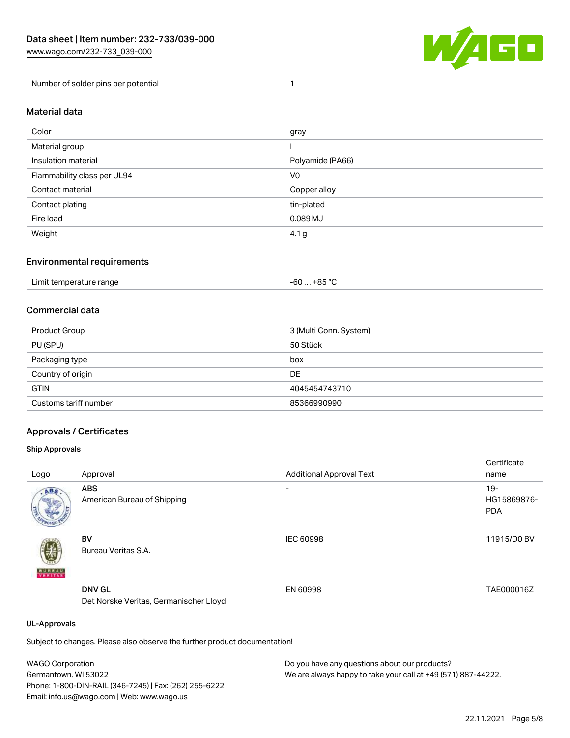| Number of solder pins per potential | 1 |
| --- | --- |

## Material data

| Color | gray |
| --- | --- |
| Material group | I |
| Insulation material | Polyamide (PA66) |
| Flammability class per UL94 | V0 |
| Contact material | Copper alloy |
| Contact plating | tin-plated |
| Fire load | 0.089 MJ |
| Weight | 4.1 g |

## Environmental requirements

| Limit temperature range | -60 … +85 °C |
| --- | --- |

## Commercial data

| Product Group | 3 (Multi Conn. System) |
| --- | --- |
| PU (SPU) | 50 Stück |
| Packaging type | box |
| Country of origin | DE |
| GTIN | 4045454743710 |
| Customs tariff number | 85366990990 |

## Approvals / Certificates

### Ship Approvals

| Logo | Approval | Additional Approval Text | Certificate name |
| --- | --- | --- | --- |
| | **ABS** American Bureau of Shipping | - | 19-HG15869876-PDA |
| | **BV** Bureau Veritas S.A. | IEC 60998 | 11915/D0 BV |
| | **DNV GL** Det Norske Veritas, Germanischer Lloyd | EN 60998 | TAE000016Z |

### UL-Approvals

Subject to changes. Please also observe the further product documentation!

WAGO Corporation
Germantown, WI 53022
Phone: 1-800-DIN-RAIL (346-7245) | Fax: (262) 255-6222
Email: info.us@wago.com | Web: www.wago.us

Do you have any questions about our products?
We are always happy to take your call at +49 (571) 887-44222.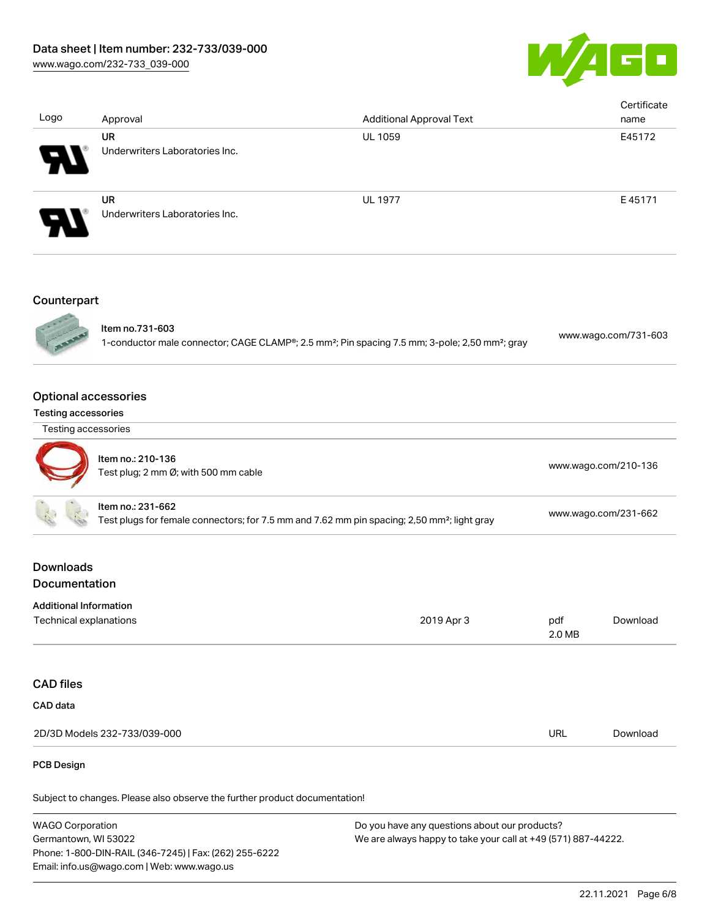| Logo | Approval | Additional Approval Text | Certificate name |
| --- | --- | --- | --- |
| | **UR** Underwriters Laboratories Inc. | UL 1059 | E45172 |
| | **UR** Underwriters Laboratories Inc. | UL 1977 | E 45171 |

## Counterpart

| | | |
| --- | --- | --- |
| | **Item no.731-603** 1-conductor male connector; CAGE CLAMP®; 2.5 mm²; Pin spacing 7.5 mm; 3-pole; 2,50 mm²; gray | www.wago.com/731-603 |

## Optional accessories

### Testing accessories

Testing accessories

| | | |
| --- | --- | --- |
| | **Item no.: 210-136** Test plug; 2 mm Ø; with 500 mm cable | www.wago.com/210-136 |
| | **Item no.: 231-662** Test plugs for female connectors; for 7.5 mm and 7.62 mm pin spacing; 2,50 mm²; light gray | www.wago.com/231-662 |

## Downloads

## Documentation

### Additional Information

| | | | |
| --- | --- | --- | --- |
| Technical explanations | 2019 Apr 3 | pdf 2.0 MB | Download |

## CAD files

### CAD data

| | | |
| --- | --- | --- |
| 2D/3D Models 232-733/039-000 | URL | Download |

### PCB Design

Subject to changes. Please also observe the further product documentation!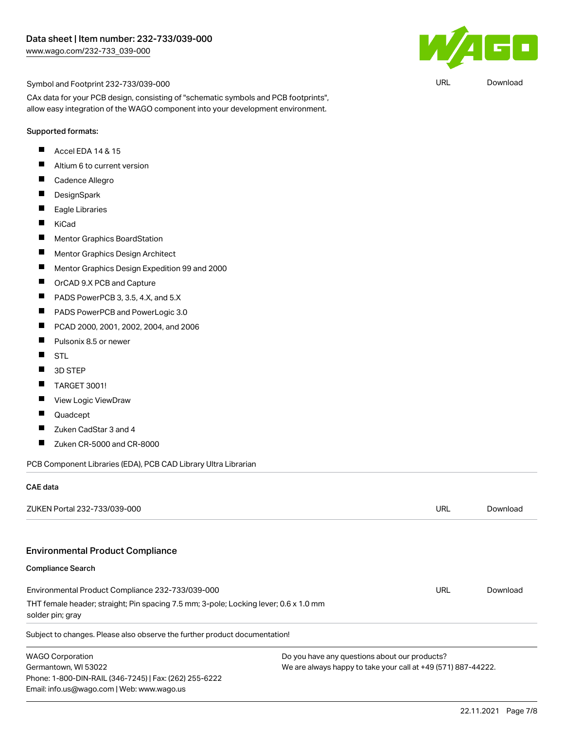Symbol and Footprint 232-733/039-000 | URL | Download

CAx data for your PCB design, consisting of "schematic symbols and PCB footprints", allow easy integration of the WAGO component into your development environment.

Supported formats:

- Accel EDA 14 & 15
- Altium 6 to current version
- Cadence Allegro
- DesignSpark
- Eagle Libraries
- KiCad
- Mentor Graphics BoardStation
- Mentor Graphics Design Architect
- Mentor Graphics Design Expedition 99 and 2000
- OrCAD 9.X PCB and Capture
- PADS PowerPCB 3, 3.5, 4.X, and 5.X
- PADS PowerPCB and PowerLogic 3.0
- PCAD 2000, 2001, 2002, 2004, and 2006
- Pulsonix 8.5 or newer
- STL
- 3D STEP
- TARGET 3001!
- View Logic ViewDraw
- Quadcept
- Zuken CadStar 3 and 4
- Zuken CR-5000 and CR-8000

PCB Component Libraries (EDA), PCB CAD Library Ultra Librarian

**CAE data**

ZUKEN Portal 232-733/039-000 | URL | Download

## Environmental Product Compliance

**Compliance Search**

Environmental Product Compliance 232-733/039-000 | URL | Download

THT female header; straight; Pin spacing 7.5 mm; 3-pole; Locking lever; 0.6 x 1.0 mm solder pin; gray

Subject to changes. Please also observe the further product documentation!

WAGO Corporation
Germantown, WI 53022
Phone: 1-800-DIN-RAIL (346-7245) | Fax: (262) 255-6222
Email: info.us@wago.com | Web: www.wago.us

Do you have any questions about our products?
We are always happy to take your call at +49 (571) 887-44222.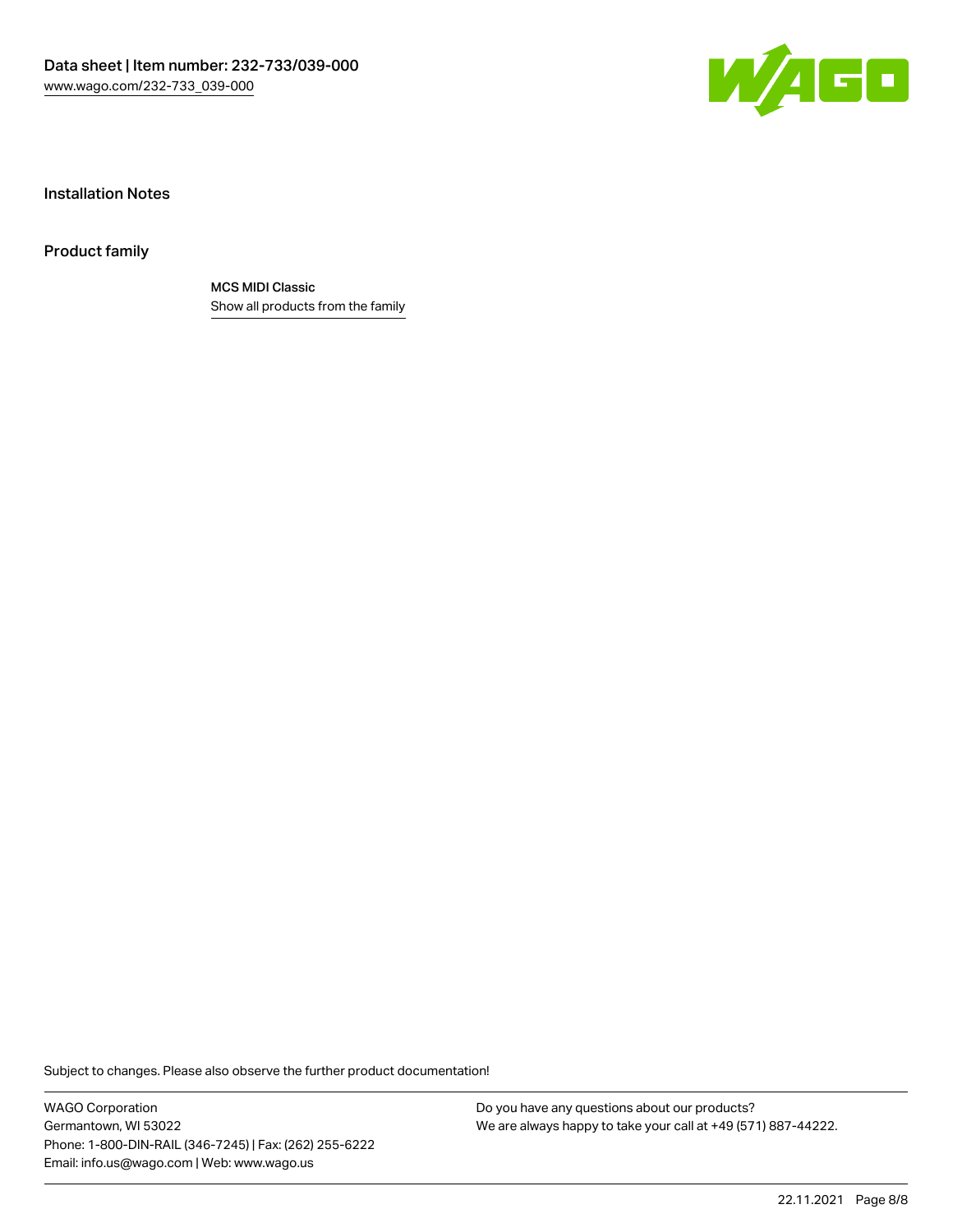## Installation Notes

## Product family

MCS MIDI Classic
Show all products from the family

Subject to changes. Please also observe the further product documentation!

WAGO Corporation
Germantown, WI 53022
Phone: 1-800-DIN-RAIL (346-7245) | Fax: (262) 255-6222
Email: info.us@wago.com | Web: www.wago.us

Do you have any questions about our products?
We are always happy to take your call at +49 (571) 887-44222.

22.11.2021